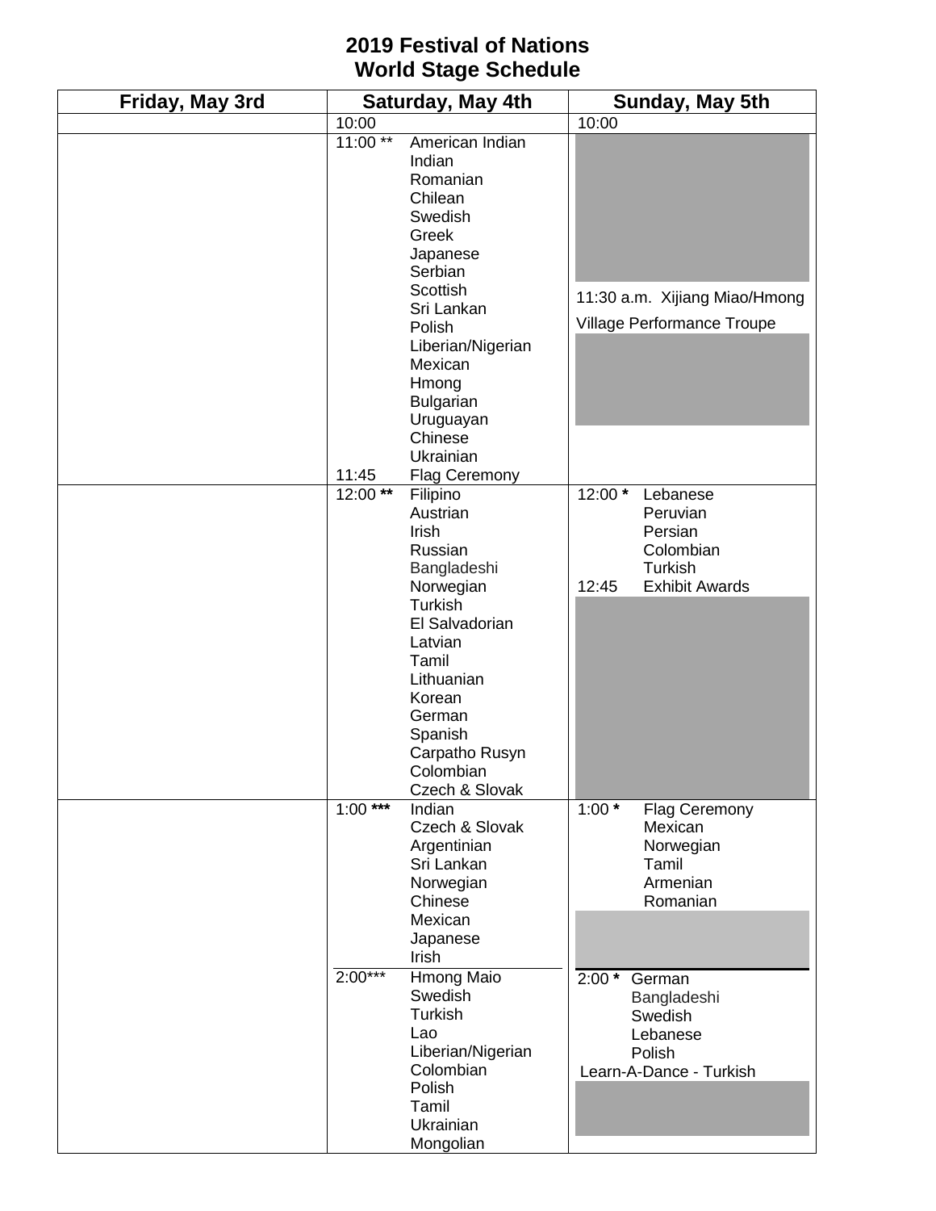# 2019 Festival of Nations
# World Stage Schedule

| Friday, May 3rd | Saturday, May 4th | Sunday, May 5th |
|---|---|---|
| | 10:00 | 10:00 |
| | 11:00 ** American Indian, Indian, Romanian, Chilean, Swedish, Greek, Japanese, Serbian, Scottish, Sri Lankan, Polish, Liberian/Nigerian, Mexican, Hmong, Bulgarian, Uruguayan, Chinese, Ukrainian<br>11:45 Flag Ceremony | 11:30 a.m. Xijiang Miao/Hmong Village Performance Troupe |
| | 12:00 ** Filipino, Austrian, Irish, Russian, Bangladeshi, Norwegian, Turkish, El Salvadorian, Latvian, Tamil, Lithuanian, Korean, German, Spanish, Carpatho Rusyn, Colombian, Czech & Slovak | 12:00 * Lebanese, Peruvian, Persian, Colombian, Turkish<br>12:45 Exhibit Awards |
| | 1:00 *** Indian, Czech & Slovak, Argentinian, Sri Lankan, Norwegian, Chinese, Mexican, Japanese, Irish | 1:00 * Flag Ceremony, Mexican, Norwegian, Tamil, Armenian, Romanian |
| | 2:00*** Hmong Maio, Swedish, Turkish, Lao, Liberian/Nigerian, Colombian, Polish, Tamil, Ukrainian, Mongolian | 2:00 * German, Bangladeshi, Swedish, Lebanese, Polish<br>Learn-A-Dance - Turkish |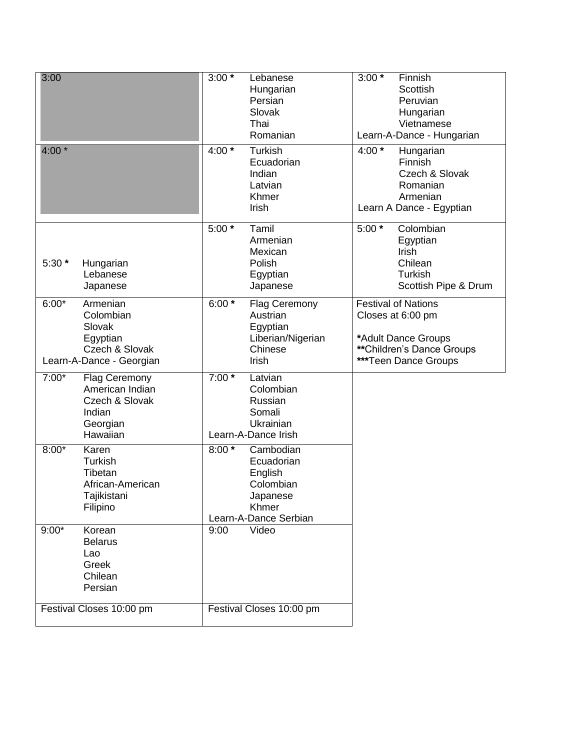| | | |
|---|---|---|
| 3:00 | 3:00 * Lebanese<br>Hungarian<br>Persian<br>Slovak<br>Thai<br>Romanian | 3:00 * Finnish<br>Scottish<br>Peruvian<br>Hungarian<br>Vietnamese<br>Learn-A-Dance - Hungarian |
| 4:00 * | 4:00 * Turkish<br>Ecuadorian<br>Indian<br>Latvian<br>Khmer<br>Irish | 4:00 * Hungarian<br>Finnish<br>Czech & Slovak<br>Romanian<br>Armenian<br>Learn A Dance - Egyptian |
| 5:30 * Hungarian<br>Lebanese<br>Japanese | 5:00 * Tamil<br>Armenian<br>Mexican<br>Polish<br>Egyptian<br>Japanese | 5:00 * Colombian<br>Egyptian<br>Irish<br>Chilean<br>Turkish<br>Scottish Pipe & Drum |
| 6:00* Armenian<br>Colombian<br>Slovak<br>Egyptian<br>Czech & Slovak<br>Learn-A-Dance - Georgian | 6:00 * Flag Ceremony<br>Austrian<br>Egyptian<br>Liberian/Nigerian<br>Chinese<br>Irish | Festival of Nations<br>Closes at 6:00 pm<br><br>*Adult Dance Groups<br>**Children's Dance Groups<br>***Teen Dance Groups |
| 7:00* Flag Ceremony<br>American Indian<br>Czech & Slovak<br>Indian<br>Georgian<br>Hawaiian | 7:00 * Latvian<br>Colombian<br>Russian<br>Somali<br>Ukrainian<br>Learn-A-Dance Irish | |
| 8:00* Karen<br>Turkish<br>Tibetan<br>African-American<br>Tajikistani<br>Filipino | 8:00 * Cambodian<br>Ecuadorian<br>English<br>Colombian<br>Japanese<br>Khmer<br>Learn-A-Dance Serbian | |
| 9:00* Korean<br>Belarus<br>Lao<br>Greek<br>Chilean<br>Persian | 9:00 Video | |
| Festival Closes 10:00 pm | Festival Closes 10:00 pm | |